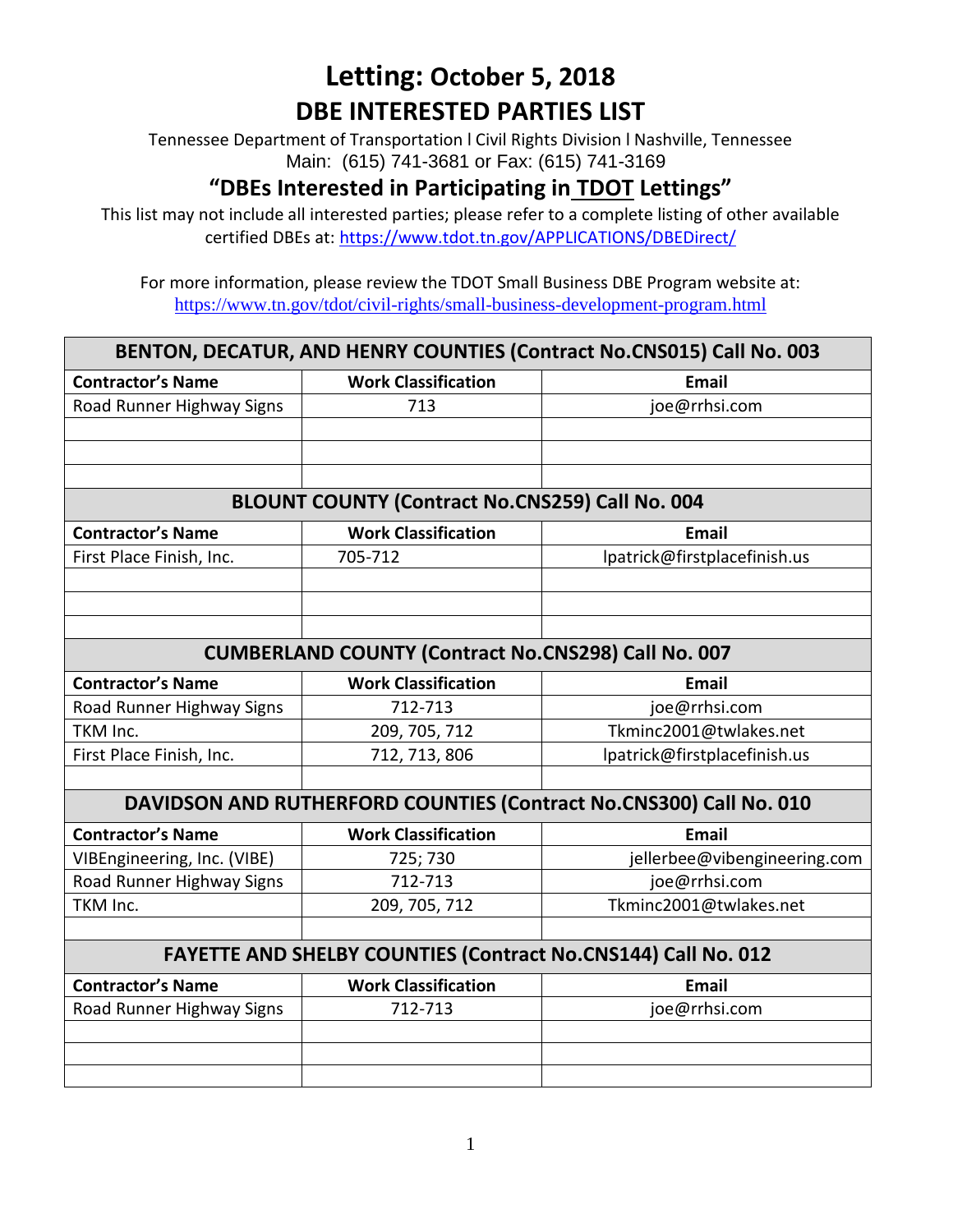# Letting: October 5, 2018

## DBE INTERESTED PARTIES LIST

Tennessee Department of Transportation l Civil Rights Division l Nashville, Tennessee
Main: (615) 741-3681 or Fax: (615) 741-3169

### "DBEs Interested in Participating in TDOT Lettings"

This list may not include all interested parties; please refer to a complete listing of other available certified DBEs at: https://www.tdot.tn.gov/APPLICATIONS/DBEDirect/

For more information, please review the TDOT Small Business DBE Program website at: https://www.tn.gov/tdot/civil-rights/small-business-development-program.html

| BENTON, DECATUR, AND HENRY COUNTIES (Contract No.CNS015) Call No. 003 | | |
|---|---|---|
| **Contractor's Name** | **Work Classification** | **Email** |
| Road Runner Highway Signs | 713 | joe@rrhsi.com |
| | | |
| | | |
| | | |

| BLOUNT COUNTY (Contract No.CNS259) Call No. 004 | | |
|---|---|---|
| **Contractor's Name** | **Work Classification** | **Email** |
| First Place Finish, Inc. | 705-712 | lpatrick@firstplacefinish.us |
| | | |
| | | |
| | | |

| CUMBERLAND COUNTY (Contract No.CNS298) Call No. 007 | | |
|---|---|---|
| **Contractor's Name** | **Work Classification** | **Email** |
| Road Runner Highway Signs | 712-713 | joe@rrhsi.com |
| TKM Inc. | 209, 705, 712 | Tkminc2001@twlakes.net |
| First Place Finish, Inc. | 712, 713, 806 | lpatrick@firstplacefinish.us |
| | | |

| DAVIDSON AND RUTHERFORD COUNTIES (Contract No.CNS300) Call No. 010 | | |
|---|---|---|
| **Contractor's Name** | **Work Classification** | **Email** |
| VIBEngineering, Inc. (VIBE) | 725; 730 | jellerbee@vibengineering.com |
| Road Runner Highway Signs | 712-713 | joe@rrhsi.com |
| TKM Inc. | 209, 705, 712 | Tkminc2001@twlakes.net |
| | | |

| FAYETTE AND SHELBY COUNTIES (Contract No.CNS144) Call No. 012 | | |
|---|---|---|
| **Contractor's Name** | **Work Classification** | **Email** |
| Road Runner Highway Signs | 712-713 | joe@rrhsi.com |
| | | |
| | | |
| | | |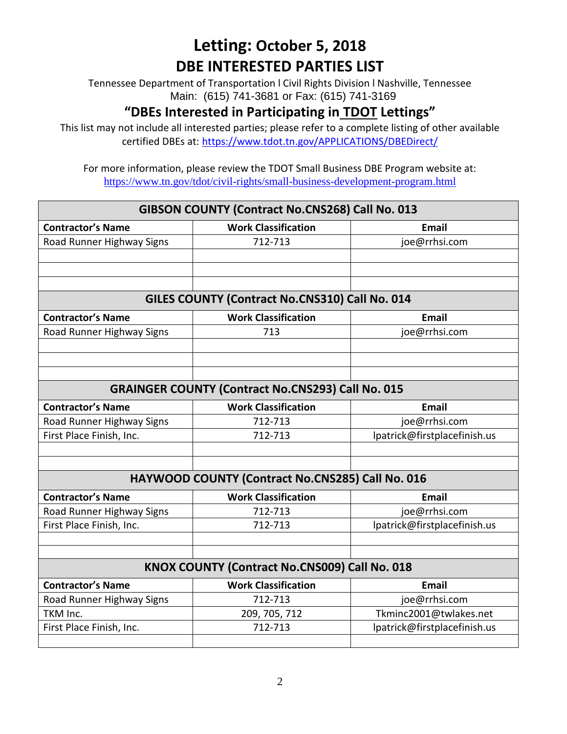# Letting: October 5, 2018

## DBE INTERESTED PARTIES LIST

Tennessee Department of Transportation l Civil Rights Division l Nashville, Tennessee
Main: (615) 741-3681 or Fax: (615) 741-3169

### "DBEs Interested in Participating in TDOT Lettings"

This list may not include all interested parties; please refer to a complete listing of other available certified DBEs at: https://www.tdot.tn.gov/APPLICATIONS/DBEDirect/

For more information, please review the TDOT Small Business DBE Program website at: https://www.tn.gov/tdot/civil-rights/small-business-development-program.html

| GIBSON COUNTY (Contract No.CNS268) Call No. 013 | | |
|---|---|---|
| **Contractor's Name** | **Work Classification** | **Email** |
| Road Runner Highway Signs | 712-713 | joe@rrhsi.com |
| | | |
| | | |
| | | |

| GILES COUNTY (Contract No.CNS310) Call No. 014 | | |
|---|---|---|
| **Contractor's Name** | **Work Classification** | **Email** |
| Road Runner Highway Signs | 713 | joe@rrhsi.com |
| | | |
| | | |
| | | |

| GRAINGER COUNTY (Contract No.CNS293) Call No. 015 | | |
|---|---|---|
| **Contractor's Name** | **Work Classification** | **Email** |
| Road Runner Highway Signs | 712-713 | joe@rrhsi.com |
| First Place Finish, Inc. | 712-713 | lpatrick@firstplacefinish.us |
| | | |
| | | |

| HAYWOOD COUNTY (Contract No.CNS285) Call No. 016 | | |
|---|---|---|
| **Contractor's Name** | **Work Classification** | **Email** |
| Road Runner Highway Signs | 712-713 | joe@rrhsi.com |
| First Place Finish, Inc. | 712-713 | lpatrick@firstplacefinish.us |
| | | |
| | | |

| KNOX COUNTY (Contract No.CNS009) Call No. 018 | | |
|---|---|---|
| **Contractor's Name** | **Work Classification** | **Email** |
| Road Runner Highway Signs | 712-713 | joe@rrhsi.com |
| TKM Inc. | 209, 705, 712 | Tkminc2001@twlakes.net |
| First Place Finish, Inc. | 712-713 | lpatrick@firstplacefinish.us |
| | | |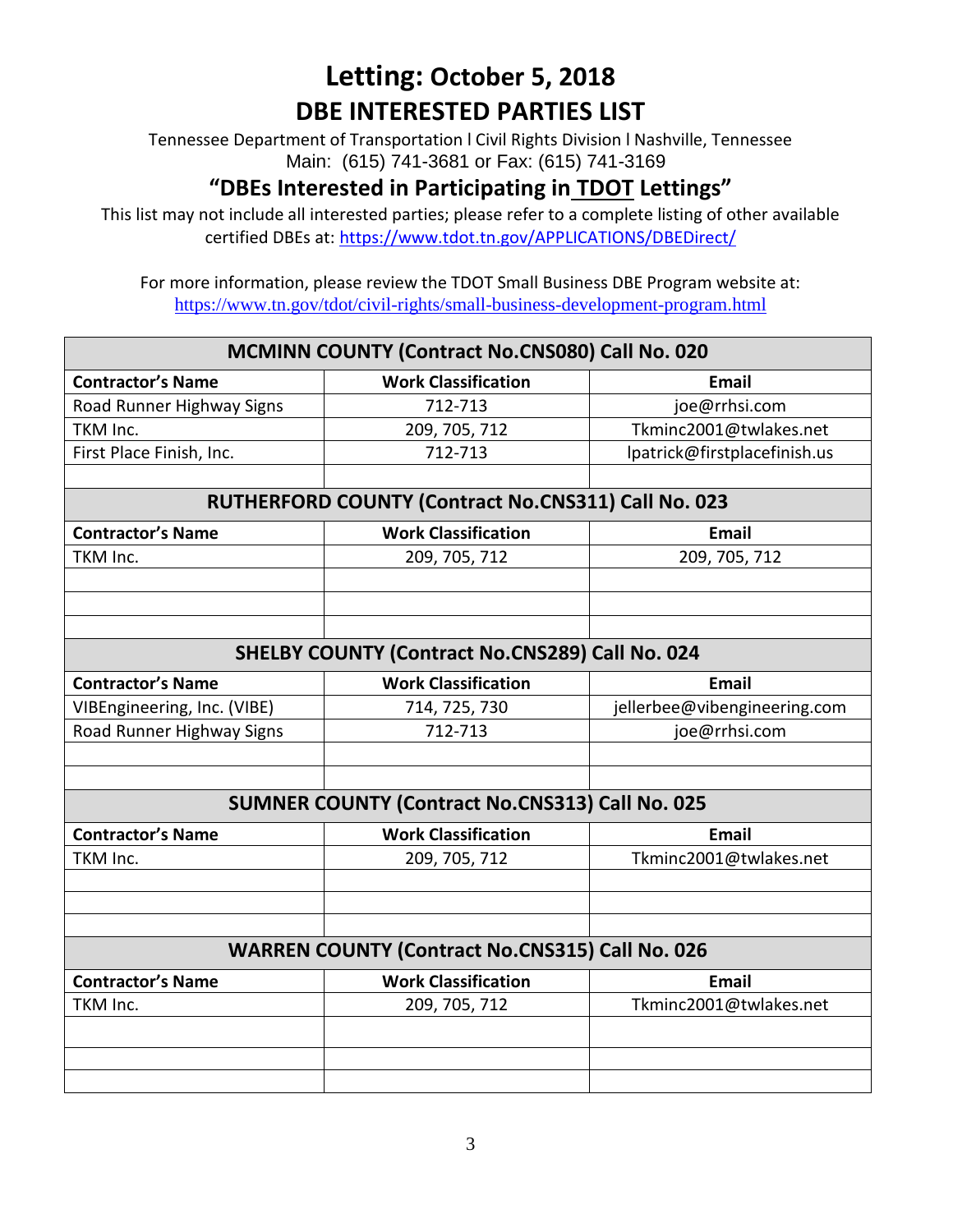# Letting: October 5, 2018

## DBE INTERESTED PARTIES LIST

Tennessee Department of Transportation l Civil Rights Division l Nashville, Tennessee
Main: (615) 741-3681 or Fax: (615) 741-3169

### "DBEs Interested in Participating in TDOT Lettings"

This list may not include all interested parties; please refer to a complete listing of other available certified DBEs at: https://www.tdot.tn.gov/APPLICATIONS/DBEDirect/

For more information, please review the TDOT Small Business DBE Program website at:
https://www.tn.gov/tdot/civil-rights/small-business-development-program.html

| MCMINN COUNTY (Contract No.CNS080) Call No. 020 | | |
|---|---|---|
| **Contractor's Name** | **Work Classification** | **Email** |
| Road Runner Highway Signs | 712-713 | joe@rrhsi.com |
| TKM Inc. | 209, 705, 712 | Tkminc2001@twlakes.net |
| First Place Finish, Inc. | 712-713 | lpatrick@firstplacefinish.us |
| | | |

| RUTHERFORD COUNTY (Contract No.CNS311) Call No. 023 | | |
|---|---|---|
| **Contractor's Name** | **Work Classification** | **Email** |
| TKM Inc. | 209, 705, 712 | 209, 705, 712 |
| | | |
| | | |
| | | |

| SHELBY COUNTY (Contract No.CNS289) Call No. 024 | | |
|---|---|---|
| **Contractor's Name** | **Work Classification** | **Email** |
| VIBEngineering, Inc. (VIBE) | 714, 725, 730 | jellerbee@vibengineering.com |
| Road Runner Highway Signs | 712-713 | joe@rrhsi.com |
| | | |
| | | |

| SUMNER COUNTY (Contract No.CNS313) Call No. 025 | | |
|---|---|---|
| **Contractor's Name** | **Work Classification** | **Email** |
| TKM Inc. | 209, 705, 712 | Tkminc2001@twlakes.net |
| | | |
| | | |
| | | |

| WARREN COUNTY (Contract No.CNS315) Call No. 026 | | |
|---|---|---|
| **Contractor's Name** | **Work Classification** | **Email** |
| TKM Inc. | 209, 705, 712 | Tkminc2001@twlakes.net |
| | | |
| | | |
| | | |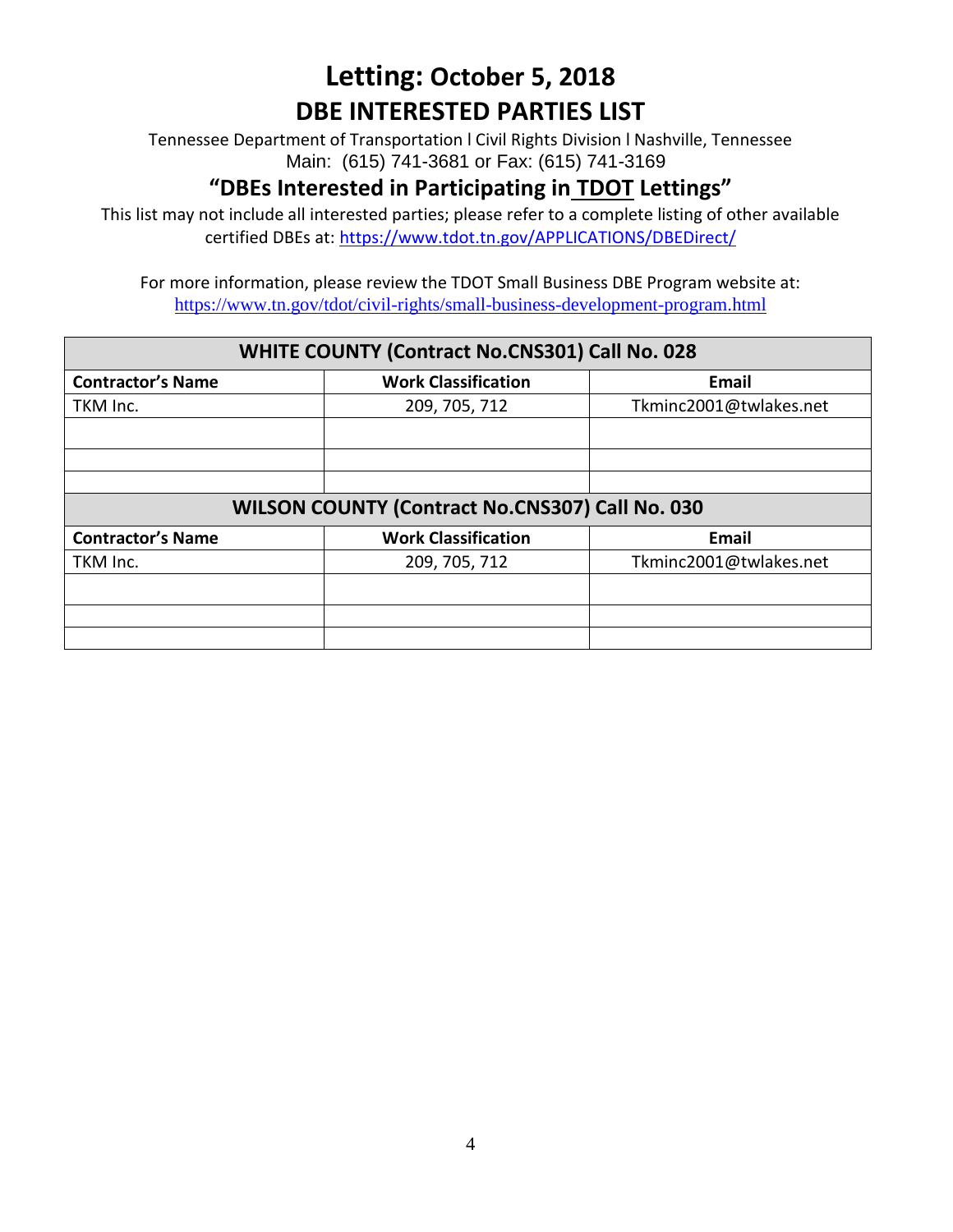# Letting: October 5, 2018

## DBE INTERESTED PARTIES LIST

Tennessee Department of Transportation l Civil Rights Division l Nashville, Tennessee
Main: (615) 741-3681 or Fax: (615) 741-3169

### "DBEs Interested in Participating in TDOT Lettings"

This list may not include all interested parties; please refer to a complete listing of other available certified DBEs at: https://www.tdot.tn.gov/APPLICATIONS/DBEDirect/

For more information, please review the TDOT Small Business DBE Program website at: https://www.tn.gov/tdot/civil-rights/small-business-development-program.html

| WHITE COUNTY (Contract No.CNS301) Call No. 028 | | |
|---|---|---|
| **Contractor's Name** | **Work Classification** | **Email** |
| TKM Inc. | 209, 705, 712 | Tkminc2001@twlakes.net |
| | | |
| | | |
| | | |

| WILSON COUNTY (Contract No.CNS307) Call No. 030 | | |
|---|---|---|
| **Contractor's Name** | **Work Classification** | **Email** |
| TKM Inc. | 209, 705, 712 | Tkminc2001@twlakes.net |
| | | |
| | | |
| | | |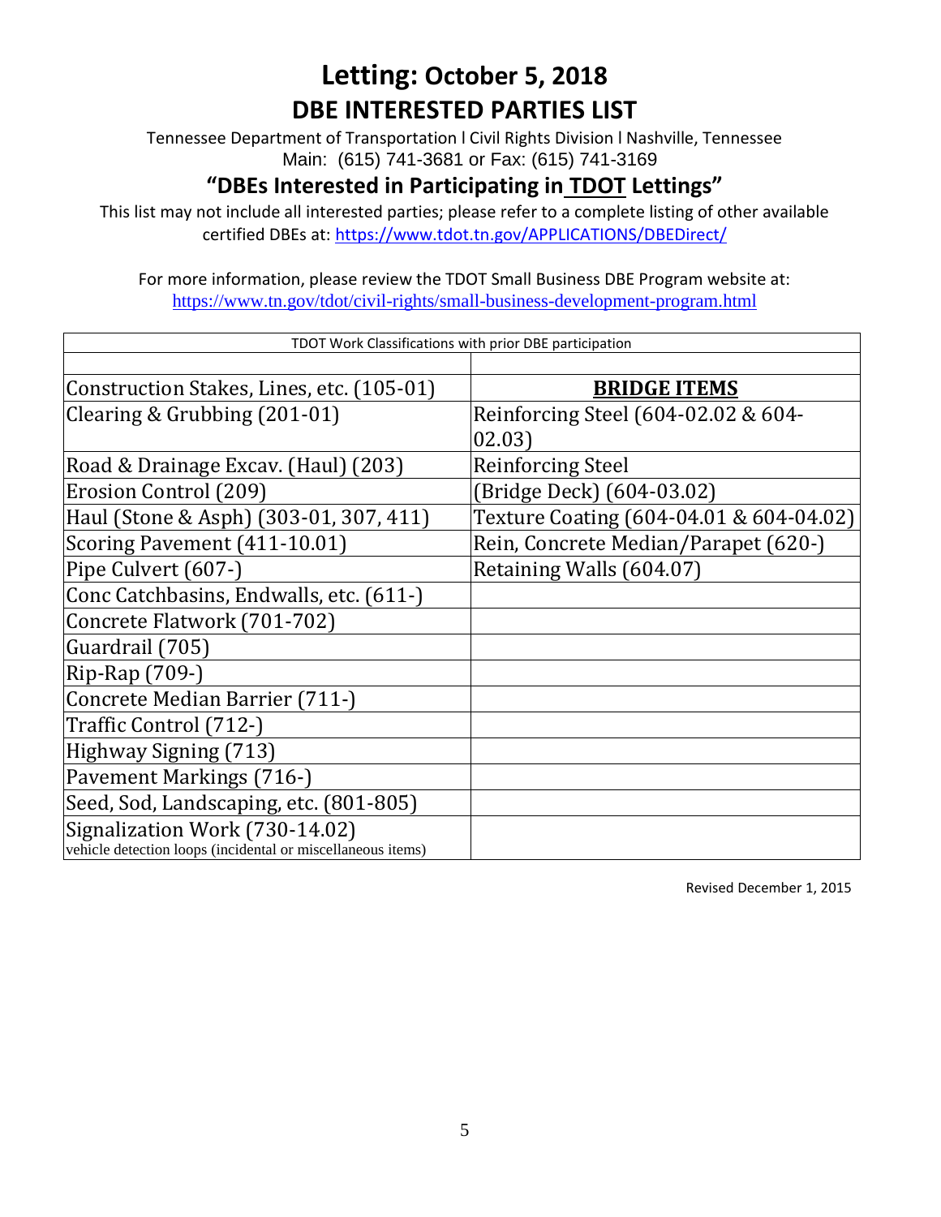# Letting: October 5, 2018
## DBE INTERESTED PARTIES LIST

Tennessee Department of Transportation l Civil Rights Division l Nashville, Tennessee
Main: (615) 741-3681 or Fax: (615) 741-3169

### "DBEs Interested in Participating in TDOT Lettings"

This list may not include all interested parties; please refer to a complete listing of other available certified DBEs at: https://www.tdot.tn.gov/APPLICATIONS/DBEDirect/

For more information, please review the TDOT Small Business DBE Program website at: https://www.tn.gov/tdot/civil-rights/small-business-development-program.html

| TDOT Work Classifications with prior DBE participation | |
|---|---|
| | |
| Construction Stakes, Lines, etc. (105-01) | **BRIDGE ITEMS** |
| Clearing & Grubbing (201-01) | Reinforcing Steel (604-02.02 & 604-02.03) |
| Road & Drainage Excav. (Haul) (203) | Reinforcing Steel |
| Erosion Control (209) | (Bridge Deck) (604-03.02) |
| Haul (Stone & Asph) (303-01, 307, 411) | Texture Coating (604-04.01 & 604-04.02) |
| Scoring Pavement (411-10.01) | Rein, Concrete Median/Parapet (620-) |
| Pipe Culvert (607-) | Retaining Walls (604.07) |
| Conc Catchbasins, Endwalls, etc. (611-) | |
| Concrete Flatwork (701-702) | |
| Guardrail (705) | |
| Rip-Rap (709-) | |
| Concrete Median Barrier (711-) | |
| Traffic Control (712-) | |
| Highway Signing (713) | |
| Pavement Markings (716-) | |
| Seed, Sod, Landscaping, etc. (801-805) | |
| Signalization Work (730-14.02) vehicle detection loops (incidental or miscellaneous items) | |

Revised December 1, 2015